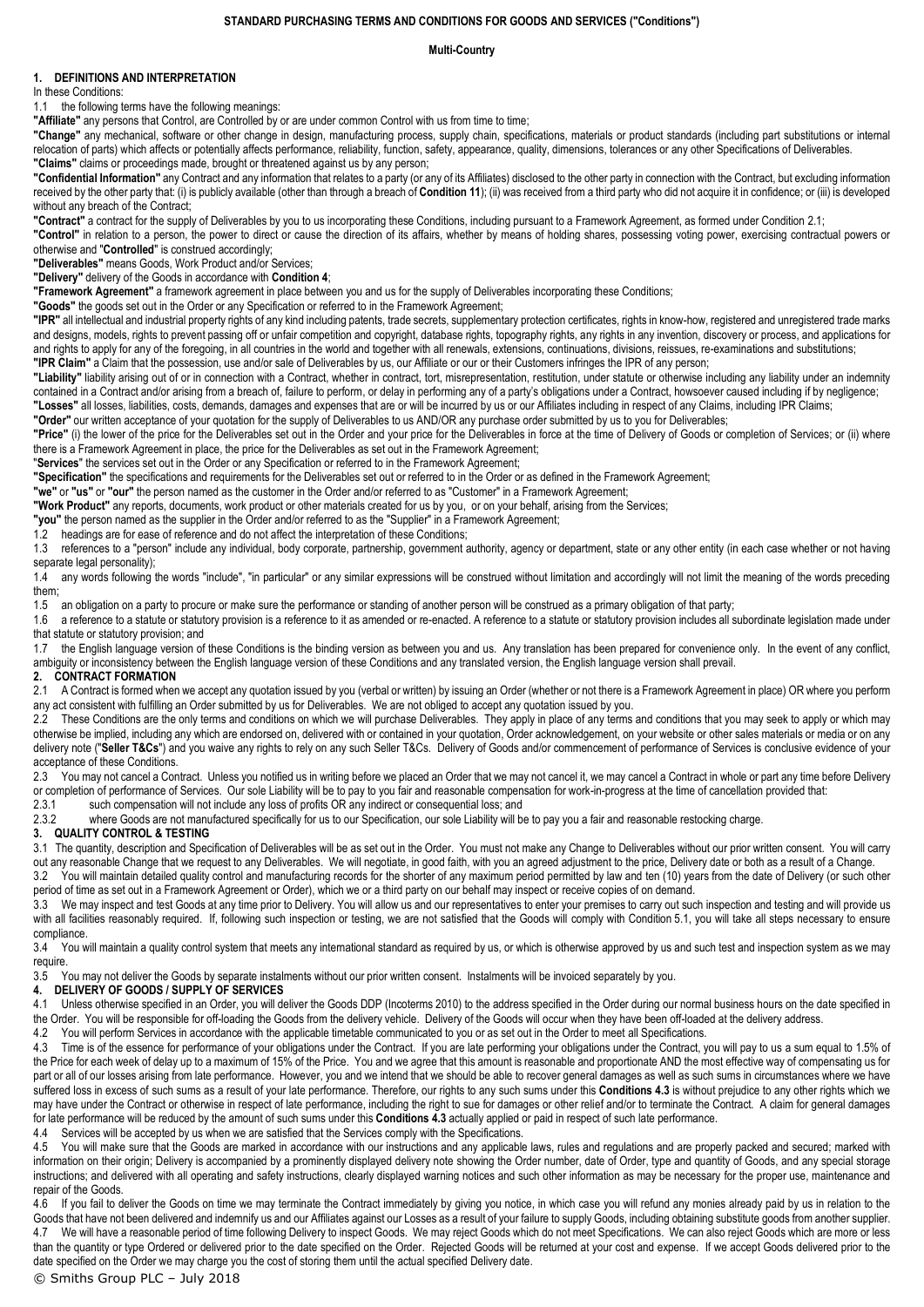# STANDARD PURCHASING TERMS AND CONDITIONS FOR GOODS AND SERVICES ("Conditions")

**Multi-Country**

## 1. DEFINITIONS AND INTERPRETATION

In these Conditions:

1.1 the following terms have the following meanings:

**"Affiliate"** any persons that Control, are Controlled by or are under common Control with us from time to time;

**"Change"** any mechanical, software or other change in design, manufacturing process, supply chain, specifications, materials or product standards (including part substitutions or internal relocation of parts) which affects or potentially affects performance, reliability, function, safety, appearance, quality, dimensions, tolerances or any other Specifications of Deliverables.

**"Claims"** claims or proceedings made, brought or threatened against us by any person;

**"Confidential Information"** any Contract and any information that relates to a party (or any of its Affiliates) disclosed to the other party in connection with the Contract, but excluding information received by the other party that: (i) is publicly available (other than through a breach of **Condition 11**); (ii) was received from a third party who did not acquire it in confidence; or (iii) is developed without any breach of the Contract;

**"Contract"** a contract for the supply of Deliverables by you to us incorporating these Conditions, including pursuant to a Framework Agreement, as formed under Condition 2.1;

**"Control"** in relation to a person, the power to direct or cause the direction of its affairs, whether by means of holding shares, possessing voting power, exercising contractual powers or otherwise and "**Controlled**" is construed accordingly;

**"Deliverables"** means Goods, Work Product and/or Services;

**"Delivery"** delivery of the Goods in accordance with **Condition 4**;

**"Framework Agreement"** a framework agreement in place between you and us for the supply of Deliverables incorporating these Conditions;

**"Goods"** the goods set out in the Order or any Specification or referred to in the Framework Agreement;

**"IPR"** all intellectual and industrial property rights of any kind including patents, trade secrets, supplementary protection certificates, rights in know-how, registered and unregistered trade marks and designs, models, rights to prevent passing off or unfair competition and copyright, database rights, topography rights, any rights in any invention, discovery or process, and applications for and rights to apply for any of the foregoing, in all countries in the world and together with all renewals, extensions, continuations, divisions, reissues, re-examinations and substitutions;

**"IPR Claim"** a Claim that the possession, use and/or sale of Deliverables by us, our Affiliate or our or their Customers infringes the IPR of any person;

**"Liability"** liability arising out of or in connection with a Contract, whether in contract, tort, misrepresentation, restitution, under statute or otherwise including any liability under an indemnity contained in a Contract and/or arising from a breach of, failure to perform, or delay in performing any of a party's obligations under a Contract, howsoever caused including if by negligence;

**"Losses"** all losses, liabilities, costs, demands, damages and expenses that are or will be incurred by us or our Affiliates including in respect of any Claims, including IPR Claims;

**"Order"** our written acceptance of your quotation for the supply of Deliverables to us AND/OR any purchase order submitted by us to you for Deliverables;

**"Price"** (i) the lower of the price for the Deliverables set out in the Order and your price for the Deliverables in force at the time of Delivery of Goods or completion of Services; or (ii) where there is a Framework Agreement in place, the price for the Deliverables as set out in the Framework Agreement;

"**Services**" the services set out in the Order or any Specification or referred to in the Framework Agreement;

**"Specification"** the specifications and requirements for the Deliverables set out or referred to in the Order or as defined in the Framework Agreement;

**"we"** or **"us"** or **"our"** the person named as the customer in the Order and/or referred to as "Customer" in a Framework Agreement;

**"Work Product"** any reports, documents, work product or other materials created for us by you, or on your behalf, arising from the Services;

**"you"** the person named as the supplier in the Order and/or referred to as the "Supplier" in a Framework Agreement;

1.2 headings are for ease of reference and do not affect the interpretation of these Conditions;

1.3 references to a "person" include any individual, body corporate, partnership, government authority, agency or department, state or any other entity (in each case whether or not having separate legal personality);

1.4 any words following the words "include", "in particular" or any similar expressions will be construed without limitation and accordingly will not limit the meaning of the words preceding them;

1.5 an obligation on a party to procure or make sure the performance or standing of another person will be construed as a primary obligation of that party;

1.6 a reference to a statute or statutory provision is a reference to it as amended or re-enacted. A reference to a statute or statutory provision includes all subordinate legislation made under that statute or statutory provision; and

1.7 the English language version of these Conditions is the binding version as between you and us. Any translation has been prepared for convenience only. In the event of any conflict, ambiguity or inconsistency between the English language version of these Conditions and any translated version, the English language version shall prevail.

## 2. CONTRACT FORMATION

2.1 A Contract is formed when we accept any quotation issued by you (verbal or written) by issuing an Order (whether or not there is a Framework Agreement in place) OR where you perform any act consistent with fulfilling an Order submitted by us for Deliverables. We are not obliged to accept any quotation issued by you.

2.2 These Conditions are the only terms and conditions on which we will purchase Deliverables. They apply in place of any terms and conditions that you may seek to apply or which may otherwise be implied, including any which are endorsed on, delivered with or contained in your quotation, Order acknowledgement, on your website or other sales materials or media or on any delivery note ("**Seller T&Cs**") and you waive any rights to rely on any such Seller T&Cs. Delivery of Goods and/or commencement of performance of Services is conclusive evidence of your acceptance of these Conditions.

2.3 You may not cancel a Contract. Unless you notified us in writing before we placed an Order that we may not cancel it, we may cancel a Contract in whole or part any time before Delivery or completion of performance of Services. Our sole Liability will be to pay to you fair and reasonable compensation for work-in-progress at the time of cancellation provided that:

2.3.1 such compensation will not include any loss of profits OR any indirect or consequential loss; and

2.3.2 where Goods are not manufactured specifically for us to our Specification, our sole Liability will be to pay you a fair and reasonable restocking charge.

## 3. QUALITY CONTROL & TESTING

3.1 The quantity, description and Specification of Deliverables will be as set out in the Order. You must not make any Change to Deliverables without our prior written consent. You will carry out any reasonable Change that we request to any Deliverables. We will negotiate, in good faith, with you an agreed adjustment to the price, Delivery date or both as a result of a Change.

3.2 You will maintain detailed quality control and manufacturing records for the shorter of any maximum period permitted by law and ten (10) years from the date of Delivery (or such other period of time as set out in a Framework Agreement or Order), which we or a third party on our behalf may inspect or receive copies of on demand.

3.3 We may inspect and test Goods at any time prior to Delivery. You will allow us and our representatives to enter your premises to carry out such inspection and testing and will provide us with all facilities reasonably required. If, following such inspection or testing, we are not satisfied that the Goods will comply with Condition 5.1, you will take all steps necessary to ensure compliance.

3.4 You will maintain a quality control system that meets any international standard as required by us, or which is otherwise approved by us and such test and inspection system as we may require.

3.5 You may not deliver the Goods by separate instalments without our prior written consent. Instalments will be invoiced separately by you.

## 4. DELIVERY OF GOODS / SUPPLY OF SERVICES

4.1 Unless otherwise specified in an Order, you will deliver the Goods DDP (Incoterms 2010) to the address specified in the Order during our normal business hours on the date specified in the Order. You will be responsible for off-loading the Goods from the delivery vehicle. Delivery of the Goods will occur when they have been off-loaded at the delivery address.

4.2 You will perform Services in accordance with the applicable timetable communicated to you or as set out in the Order to meet all Specifications.

4.3 Time is of the essence for performance of your obligations under the Contract. If you are late performing your obligations under the Contract, you will pay to us a sum equal to 1.5% of the Price for each week of delay up to a maximum of 15% of the Price. You and we agree that this amount is reasonable and proportionate AND the most effective way of compensating us for part or all of our losses arising from late performance. However, you and we intend that we should be able to recover general damages as well as such sums in circumstances where we have suffered loss in excess of such sums as a result of your late performance. Therefore, our rights to any such sums under this **Conditions 4.3** is without prejudice to any other rights which we may have under the Contract or otherwise in respect of late performance, including the right to sue for damages or other relief and/or to terminate the Contract. A claim for general damages for late performance will be reduced by the amount of such sums under this **Conditions 4.3** actually applied or paid in respect of such late performance.

4.4 Services will be accepted by us when we are satisfied that the Services comply with the Specifications.

4.5 You will make sure that the Goods are marked in accordance with our instructions and any applicable laws, rules and regulations and are properly packed and secured; marked with information on their origin; Delivery is accompanied by a prominently displayed delivery note showing the Order number, date of Order, type and quantity of Goods, and any special storage instructions; and delivered with all operating and safety instructions, clearly displayed warning notices and such other information as may be necessary for the proper use, maintenance and repair of the Goods.

4.6 If you fail to deliver the Goods on time we may terminate the Contract immediately by giving you notice, in which case you will refund any monies already paid by us in relation to the Goods that have not been delivered and indemnify us and our Affiliates against our Losses as a result of your failure to supply Goods, including obtaining substitute goods from another supplier.

4.7 We will have a reasonable period of time following Delivery to inspect Goods. We may reject Goods which do not meet Specifications. We can also reject Goods which are more or less than the quantity or type Ordered or delivered prior to the date specified on the Order. Rejected Goods will be returned at your cost and expense. If we accept Goods delivered prior to the date specified on the Order we may charge you the cost of storing them until the actual specified Delivery date.

© Smiths Group PLC – July 2018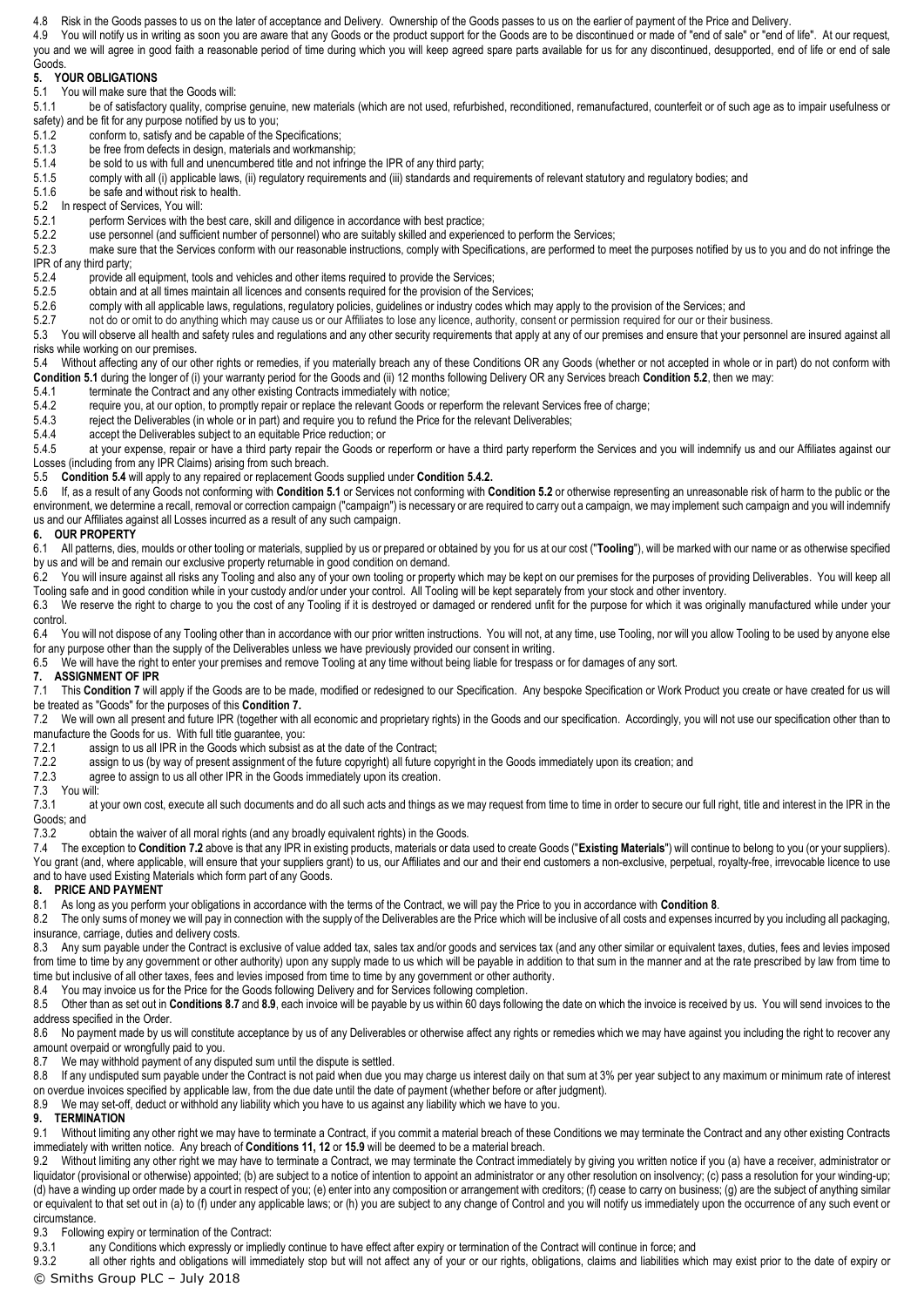4.8 Risk in the Goods passes to us on the later of acceptance and Delivery. Ownership of the Goods passes to us on the earlier of payment of the Price and Delivery.

4.9 You will notify us in writing as soon you are aware that any Goods or the product support for the Goods are to be discontinued or made of "end of sale" or "end of life". At our request, you and we will agree in good faith a reasonable period of time during which you will keep agreed spare parts available for us for any discontinued, desupported, end of life or end of sale Goods.

## 5. YOUR OBLIGATIONS

5.1 You will make sure that the Goods will:

5.1.1 be of satisfactory quality, comprise genuine, new materials (which are not used, refurbished, reconditioned, remanufactured, counterfeit or of such age as to impair usefulness or safety) and be fit for any purpose notified by us to you;

5.1.2 conform to, satisfy and be capable of the Specifications;

5.1.3 be free from defects in design, materials and workmanship;

5.1.4 be sold to us with full and unencumbered title and not infringe the IPR of any third party;

5.1.5 comply with all (i) applicable laws, (ii) regulatory requirements and (iii) standards and requirements of relevant statutory and regulatory bodies; and

5.1.6 be safe and without risk to health.

5.2 In respect of Services, You will:

5.2.1 perform Services with the best care, skill and diligence in accordance with best practice;

5.2.2 use personnel (and sufficient number of personnel) who are suitably skilled and experienced to perform the Services;

5.2.3 make sure that the Services conform with our reasonable instructions, comply with Specifications, are performed to meet the purposes notified by us to you and do not infringe the IPR of any third party;

5.2.4 provide all equipment, tools and vehicles and other items required to provide the Services;

5.2.5 obtain and at all times maintain all licences and consents required for the provision of the Services;

5.2.6 comply with all applicable laws, regulations, regulatory policies, guidelines or industry codes which may apply to the provision of the Services; and

5.2.7 not do or omit to do anything which may cause us or our Affiliates to lose any licence, authority, consent or permission required for our or their business.

5.3 You will observe all health and safety rules and regulations and any other security requirements that apply at any of our premises and ensure that your personnel are insured against all risks while working on our premises.

5.4 Without affecting any of our other rights or remedies, if you materially breach any of these Conditions OR any Goods (whether or not accepted in whole or in part) do not conform with **Condition 5.1** during the longer of (i) your warranty period for the Goods and (ii) 12 months following Delivery OR any Services breach **Condition 5.2**, then we may:

5.4.1 terminate the Contract and any other existing Contracts immediately with notice;

5.4.2 require you, at our option, to promptly repair or replace the relevant Goods or reperform the relevant Services free of charge;

5.4.3 reject the Deliverables (in whole or in part) and require you to refund the Price for the relevant Deliverables;

5.4.4 accept the Deliverables subject to an equitable Price reduction; or

5.4.5 at your expense, repair or have a third party repair the Goods or reperform or have a third party reperform the Services and you will indemnify us and our Affiliates against our Losses (including from any IPR Claims) arising from such breach.

5.5 **Condition 5.4** will apply to any repaired or replacement Goods supplied under **Condition 5.4.2.**

5.6 If, as a result of any Goods not conforming with **Condition 5.1** or Services not conforming with **Condition 5.2** or otherwise representing an unreasonable risk of harm to the public or the environment, we determine a recall, removal or correction campaign ("campaign") is necessary or are required to carry out a campaign, we may implement such campaign and you will indemnify us and our Affiliates against all Losses incurred as a result of any such campaign.

## 6. OUR PROPERTY

6.1 All patterns, dies, moulds or other tooling or materials, supplied by us or prepared or obtained by you for us at our cost ("**Tooling**"), will be marked with our name or as otherwise specified by us and will be and remain our exclusive property returnable in good condition on demand.

6.2 You will insure against all risks any Tooling and also any of your own tooling or property which may be kept on our premises for the purposes of providing Deliverables. You will keep all Tooling safe and in good condition while in your custody and/or under your control. All Tooling will be kept separately from your stock and other inventory.

6.3 We reserve the right to charge to you the cost of any Tooling if it is destroyed or damaged or rendered unfit for the purpose for which it was originally manufactured while under your control.

6.4 You will not dispose of any Tooling other than in accordance with our prior written instructions. You will not, at any time, use Tooling, nor will you allow Tooling to be used by anyone else for any purpose other than the supply of the Deliverables unless we have previously provided our consent in writing.

6.5 We will have the right to enter your premises and remove Tooling at any time without being liable for trespass or for damages of any sort.

## 7. ASSIGNMENT OF IPR

7.1 This **Condition 7** will apply if the Goods are to be made, modified or redesigned to our Specification. Any bespoke Specification or Work Product you create or have created for us will be treated as "Goods" for the purposes of this **Condition 7.**

7.2 We will own all present and future IPR (together with all economic and proprietary rights) in the Goods and our specification. Accordingly, you will not use our specification other than to manufacture the Goods for us. With full title guarantee, you:

7.2.1 assign to us all IPR in the Goods which subsist as at the date of the Contract;

7.2.2 assign to us (by way of present assignment of the future copyright) all future copyright in the Goods immediately upon its creation; and

7.2.3 agree to assign to us all other IPR in the Goods immediately upon its creation.

7.3 You will:

7.3.1 at your own cost, execute all such documents and do all such acts and things as we may request from time to time in order to secure our full right, title and interest in the IPR in the Goods; and

7.3.2 obtain the waiver of all moral rights (and any broadly equivalent rights) in the Goods.

7.4 The exception to **Condition 7.2** above is that any IPR in existing products, materials or data used to create Goods ("**Existing Materials**") will continue to belong to you (or your suppliers). You grant (and, where applicable, will ensure that your suppliers grant) to us, our Affiliates and our and their end customers a non-exclusive, perpetual, royalty-free, irrevocable licence to use and to have used Existing Materials which form part of any Goods.

## 8. PRICE AND PAYMENT

8.1 As long as you perform your obligations in accordance with the terms of the Contract, we will pay the Price to you in accordance with **Condition 8**.

8.2 The only sums of money we will pay in connection with the supply of the Deliverables are the Price which will be inclusive of all costs and expenses incurred by you including all packaging, insurance, carriage, duties and delivery costs.

8.3 Any sum payable under the Contract is exclusive of value added tax, sales tax and/or goods and services tax (and any other similar or equivalent taxes, duties, fees and levies imposed from time to time by any government or other authority) upon any supply made to us which will be payable in addition to that sum in the manner and at the rate prescribed by law from time to time but inclusive of all other taxes, fees and levies imposed from time to time by any government or other authority.

8.4 You may invoice us for the Price for the Goods following Delivery and for Services following completion.

8.5 Other than as set out in **Conditions 8.7** and **8.9**, each invoice will be payable by us within 60 days following the date on which the invoice is received by us. You will send invoices to the address specified in the Order.

8.6 No payment made by us will constitute acceptance by us of any Deliverables or otherwise affect any rights or remedies which we may have against you including the right to recover any amount overpaid or wrongfully paid to you.

8.7 We may withhold payment of any disputed sum until the dispute is settled.

8.8 If any undisputed sum payable under the Contract is not paid when due you may charge us interest daily on that sum at 3% per year subject to any maximum or minimum rate of interest on overdue invoices specified by applicable law, from the due date until the date of payment (whether before or after judgment).

8.9 We may set-off, deduct or withhold any liability which you have to us against any liability which we have to you.

## 9. TERMINATION

9.1 Without limiting any other right we may have to terminate a Contract, if you commit a material breach of these Conditions we may terminate the Contract and any other existing Contracts immediately with written notice. Any breach of **Conditions 11, 12** or **15.9** will be deemed to be a material breach.

9.2 Without limiting any other right we may have to terminate a Contract, we may terminate the Contract immediately by giving you written notice if you (a) have a receiver, administrator or liquidator (provisional or otherwise) appointed; (b) are subject to a notice of intention to appoint an administrator or any other resolution on insolvency; (c) pass a resolution for your winding-up; (d) have a winding up order made by a court in respect of you; (e) enter into any composition or arrangement with creditors; (f) cease to carry on business; (g) are the subject of anything similar or equivalent to that set out in (a) to (f) under any applicable laws; or (h) you are subject to any change of Control and you will notify us immediately upon the occurrence of any such event or circumstance.

9.3 Following expiry or termination of the Contract:

9.3.1 any Conditions which expressly or impliedly continue to have effect after expiry or termination of the Contract will continue in force; and

9.3.2 all other rights and obligations will immediately stop but will not affect any of your or our rights, obligations, claims and liabilities which may exist prior to the date of expiry or

© Smiths Group PLC – July 2018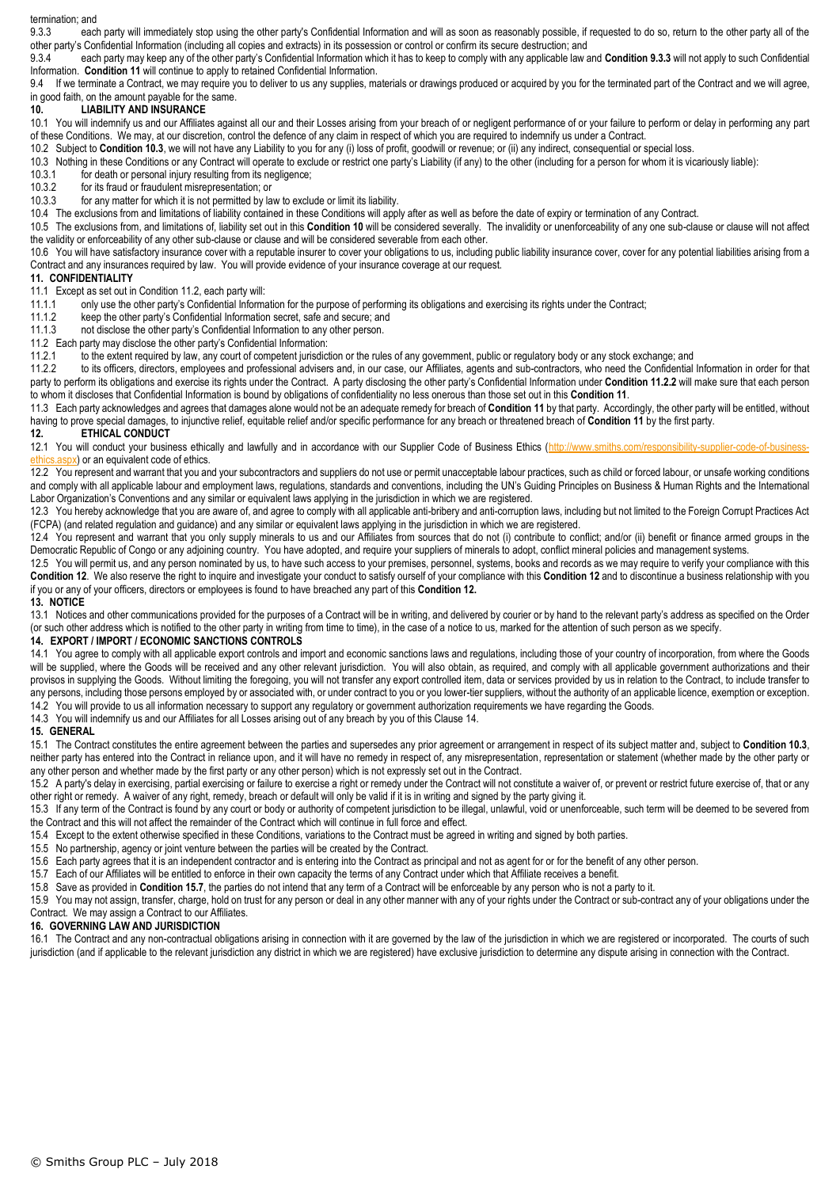termination; and

9.3.3 each party will immediately stop using the other party's Confidential Information and will as soon as reasonably possible, if requested to do so, return to the other party all of the other party's Confidential Information (including all copies and extracts) in its possession or control or confirm its secure destruction; and

9.3.4 each party may keep any of the other party's Confidential Information which it has to keep to comply with any applicable law and **Condition 9.3.3** will not apply to such Confidential Information. **Condition 11** will continue to apply to retained Confidential Information.

9.4 If we terminate a Contract, we may require you to deliver to us any supplies, materials or drawings produced or acquired by you for the terminated part of the Contract and we will agree, in good faith, on the amount payable for the same.

## 10. LIABILITY AND INSURANCE

10.1 You will indemnify us and our Affiliates against all our and their Losses arising from your breach of or negligent performance of or your failure to perform or delay in performing any part of these Conditions. We may, at our discretion, control the defence of any claim in respect of which you are required to indemnify us under a Contract.

10.2 Subject to **Condition 10.3**, we will not have any Liability to you for any (i) loss of profit, goodwill or revenue; or (ii) any indirect, consequential or special loss.

10.3 Nothing in these Conditions or any Contract will operate to exclude or restrict one party's Liability (if any) to the other (including for a person for whom it is vicariously liable):

10.3.1 for death or personal injury resulting from its negligence;

10.3.2 for its fraud or fraudulent misrepresentation; or

10.3.3 for any matter for which it is not permitted by law to exclude or limit its liability.

10.4 The exclusions from and limitations of liability contained in these Conditions will apply after as well as before the date of expiry or termination of any Contract.

10.5 The exclusions from, and limitations of, liability set out in this **Condition 10** will be considered severally. The invalidity or unenforceability of any one sub-clause or clause will not affect the validity or enforceability of any other sub-clause or clause and will be considered severable from each other.

10.6 You will have satisfactory insurance cover with a reputable insurer to cover your obligations to us, including public liability insurance cover, cover for any potential liabilities arising from a Contract and any insurances required by law. You will provide evidence of your insurance coverage at our request.

## 11. CONFIDENTIALITY

11.1 Except as set out in Condition 11.2, each party will:

11.1.1 only use the other party's Confidential Information for the purpose of performing its obligations and exercising its rights under the Contract;

11.1.2 keep the other party's Confidential Information secret, safe and secure; and

11.1.3 not disclose the other party's Confidential Information to any other person.

11.2 Each party may disclose the other party's Confidential Information:

11.2.1 to the extent required by law, any court of competent jurisdiction or the rules of any government, public or regulatory body or any stock exchange; and

11.2.2 to its officers, directors, employees and professional advisers and, in our case, our Affiliates, agents and sub-contractors, who need the Confidential Information in order for that party to perform its obligations and exercise its rights under the Contract. A party disclosing the other party's Confidential Information under **Condition 11.2.2** will make sure that each person to whom it discloses that Confidential Information is bound by obligations of confidentiality no less onerous than those set out in this **Condition 11**.

11.3 Each party acknowledges and agrees that damages alone would not be an adequate remedy for breach of **Condition 11** by that party. Accordingly, the other party will be entitled, without having to prove special damages, to injunctive relief, equitable relief and/or specific performance for any breach or threatened breach of **Condition 11** by the first party.

## 12. ETHICAL CONDUCT

12.1 You will conduct your business ethically and lawfully and in accordance with our Supplier Code of Business Ethics (http://www.smiths.com/responsibility-supplier-code-of-business-ethics.aspx) or an equivalent code of ethics.

12.2 You represent and warrant that you and your subcontractors and suppliers do not use or permit unacceptable labour practices, such as child or forced labour, or unsafe working conditions and comply with all applicable labour and employment laws, regulations, standards and conventions, including the UN's Guiding Principles on Business & Human Rights and the International Labor Organization's Conventions and any similar or equivalent laws applying in the jurisdiction in which we are registered.

12.3 You hereby acknowledge that you are aware of, and agree to comply with all applicable anti-bribery and anti-corruption laws, including but not limited to the Foreign Corrupt Practices Act (FCPA) (and related regulation and guidance) and any similar or equivalent laws applying in the jurisdiction in which we are registered.

12.4 You represent and warrant that you only supply minerals to us and our Affiliates from sources that do not (i) contribute to conflict; and/or (ii) benefit or finance armed groups in the Democratic Republic of Congo or any adjoining country. You have adopted, and require your suppliers of minerals to adopt, conflict mineral policies and management systems.

12.5 You will permit us, and any person nominated by us, to have such access to your premises, personnel, systems, books and records as we may require to verify your compliance with this **Condition 12**. We also reserve the right to inquire and investigate your conduct to satisfy ourself of your compliance with this **Condition 12** and to discontinue a business relationship with you if you or any of your officers, directors or employees is found to have breached any part of this **Condition 12.**

## 13. NOTICE

13.1 Notices and other communications provided for the purposes of a Contract will be in writing, and delivered by courier or by hand to the relevant party's address as specified on the Order (or such other address which is notified to the other party in writing from time to time), in the case of a notice to us, marked for the attention of such person as we specify.

## 14. EXPORT / IMPORT / ECONOMIC SANCTIONS CONTROLS

14.1 You agree to comply with all applicable export controls and import and economic sanctions laws and regulations, including those of your country of incorporation, from where the Goods will be supplied, where the Goods will be received and any other relevant jurisdiction. You will also obtain, as required, and comply with all applicable government authorizations and their provisos in supplying the Goods. Without limiting the foregoing, you will not transfer any export controlled item, data or services provided by us in relation to the Contract, to include transfer to any persons, including those persons employed by or associated with, or under contract to you or you lower-tier suppliers, without the authority of an applicable licence, exemption or exception.

14.2 You will provide to us all information necessary to support any regulatory or government authorization requirements we have regarding the Goods.

14.3 You will indemnify us and our Affiliates for all Losses arising out of any breach by you of this Clause 14.

## 15. GENERAL

15.1 The Contract constitutes the entire agreement between the parties and supersedes any prior agreement or arrangement in respect of its subject matter and, subject to **Condition 10.3**, neither party has entered into the Contract in reliance upon, and it will have no remedy in respect of, any misrepresentation, representation or statement (whether made by the other party or any other person and whether made by the first party or any other person) which is not expressly set out in the Contract.

15.2 A party's delay in exercising, partial exercising or failure to exercise a right or remedy under the Contract will not constitute a waiver of, or prevent or restrict future exercise of, that or any other right or remedy. A waiver of any right, remedy, breach or default will only be valid if it is in writing and signed by the party giving it.

15.3 If any term of the Contract is found by any court or body or authority of competent jurisdiction to be illegal, unlawful, void or unenforceable, such term will be deemed to be severed from the Contract and this will not affect the remainder of the Contract which will continue in full force and effect.

15.4 Except to the extent otherwise specified in these Conditions, variations to the Contract must be agreed in writing and signed by both parties.

15.5 No partnership, agency or joint venture between the parties will be created by the Contract.

15.6 Each party agrees that it is an independent contractor and is entering into the Contract as principal and not as agent for or for the benefit of any other person.

15.7 Each of our Affiliates will be entitled to enforce in their own capacity the terms of any Contract under which that Affiliate receives a benefit.

15.8 Save as provided in **Condition 15.7**, the parties do not intend that any term of a Contract will be enforceable by any person who is not a party to it.

15.9 You may not assign, transfer, charge, hold on trust for any person or deal in any other manner with any of your rights under the Contract or sub-contract any of your obligations under the Contract. We may assign a Contract to our Affiliates.

## 16. GOVERNING LAW AND JURISDICTION

16.1 The Contract and any non-contractual obligations arising in connection with it are governed by the law of the jurisdiction in which we are registered or incorporated. The courts of such jurisdiction (and if applicable to the relevant jurisdiction any district in which we are registered) have exclusive jurisdiction to determine any dispute arising in connection with the Contract.

© Smiths Group PLC – July 2018